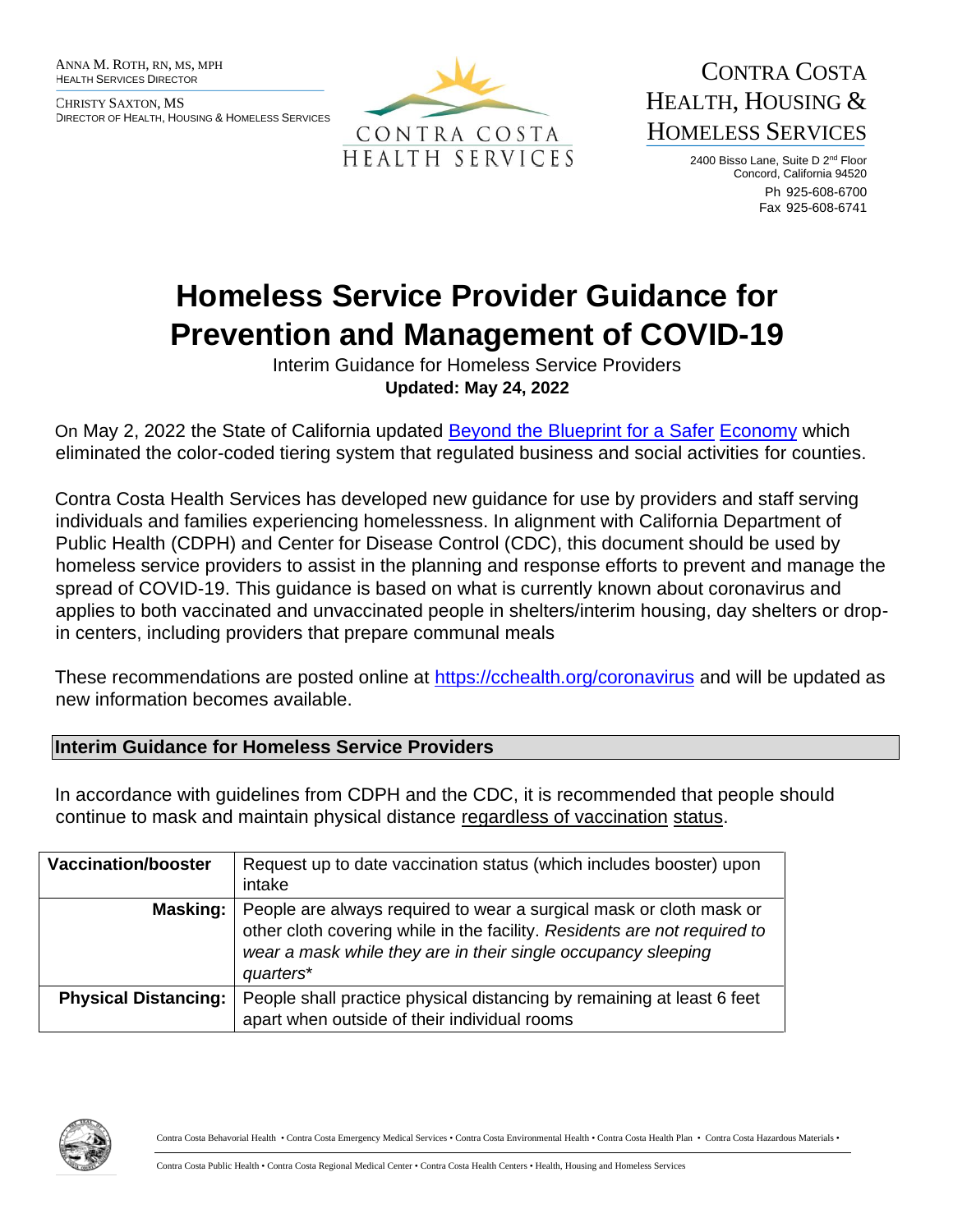ANNA M. ROTH, RN, MS, MPH
HEALTH SERVICES DIRECTOR

CHRISTY SAXTON, MS
DIRECTOR OF HEALTH, HOUSING & HOMELESS SERVICES

CONTRA COSTA HEALTH SERVICES

CONTRA COSTA HEALTH, HOUSING & HOMELESS SERVICES

2400 Bisso Lane, Suite D 2nd Floor
Concord, California 94520
Ph 925-608-6700
Fax 925-608-6741

# Homeless Service Provider Guidance for Prevention and Management of COVID-19

Interim Guidance for Homeless Service Providers

**Updated: May 24, 2022**

On May 2, 2022 the State of California updated [Beyond the Blueprint for a Safer Economy]() which eliminated the color-coded tiering system that regulated business and social activities for counties.

Contra Costa Health Services has developed new guidance for use by providers and staff serving individuals and families experiencing homelessness. In alignment with California Department of Public Health (CDPH) and Center for Disease Control (CDC), this document should be used by homeless service providers to assist in the planning and response efforts to prevent and manage the spread of COVID-19. This guidance is based on what is currently known about coronavirus and applies to both vaccinated and unvaccinated people in shelters/interim housing, day shelters or drop-in centers, including providers that prepare communal meals

These recommendations are posted online at https://cchealth.org/coronavirus and will be updated as new information becomes available.

## Interim Guidance for Homeless Service Providers

In accordance with guidelines from CDPH and the CDC, it is recommended that people should continue to mask and maintain physical distance regardless of vaccination status.

| | |
|---|---|
| **Vaccination/booster** | Request up to date vaccination status (which includes booster) upon intake |
| **Masking:** | People are always required to wear a surgical mask or cloth mask or other cloth covering while in the facility. *Residents are not required to wear a mask while they are in their single occupancy sleeping quarters** |
| **Physical Distancing:** | People shall practice physical distancing by remaining at least 6 feet apart when outside of their individual rooms |

Contra Costa Behavorial Health • Contra Costa Emergency Medical Services • Contra Costa Environmental Health • Contra Costa Health Plan • Contra Costa Hazardous Materials • Contra Costa Public Health • Contra Costa Regional Medical Center • Contra Costa Health Centers • Health, Housing and Homeless Services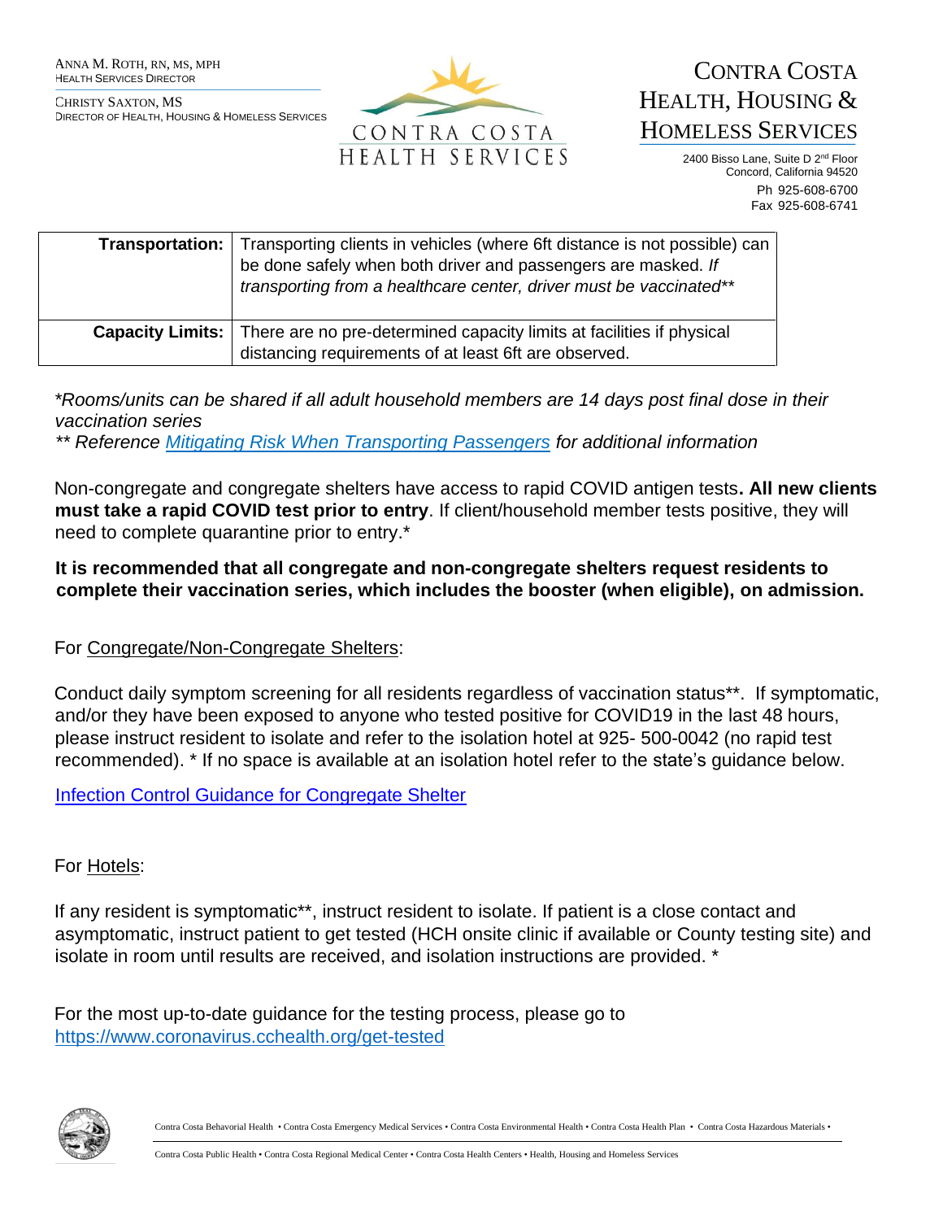| | |
|---|---|
| **Transportation:** | Transporting clients in vehicles (where 6ft distance is not possible) can be done safely when both driver and passengers are masked. *If transporting from a healthcare center, driver must be vaccinated*** |
| **Capacity Limits:** | There are no pre-determined capacity limits at facilities if physical distancing requirements of at least 6ft are observed. |

**Rooms/units can be shared if all adult household members are 14 days post final dose in their vaccination series*

*** Reference [Mitigating Risk When Transporting Passengers](#) for additional information*

Non-congregate and congregate shelters have access to rapid COVID antigen tests**. All new clients must take a rapid COVID test prior to entry**. If client/household member tests positive, they will need to complete quarantine prior to entry.*

**It is recommended that all congregate and non-congregate shelters request residents to complete their vaccination series, which includes the booster (when eligible), on admission.**

For Congregate/Non-Congregate Shelters:

Conduct daily symptom screening for all residents regardless of vaccination status**. If symptomatic, and/or they have been exposed to anyone who tested positive for COVID19 in the last 48 hours, please instruct resident to isolate and refer to the isolation hotel at 925- 500-0042 (no rapid test recommended). * If no space is available at an isolation hotel refer to the state's guidance below.

[Infection Control Guidance for Congregate Shelter](#)

For Hotels:

If any resident is symptomatic**, instruct resident to isolate. If patient is a close contact and asymptomatic, instruct patient to get tested (HCH onsite clinic if available or County testing site) and isolate in room until results are received, and isolation instructions are provided. *

For the most up-to-date guidance for the testing process, please go to [https://www.coronavirus.cchealth.org/get-tested](https://www.coronavirus.cchealth.org/get-tested)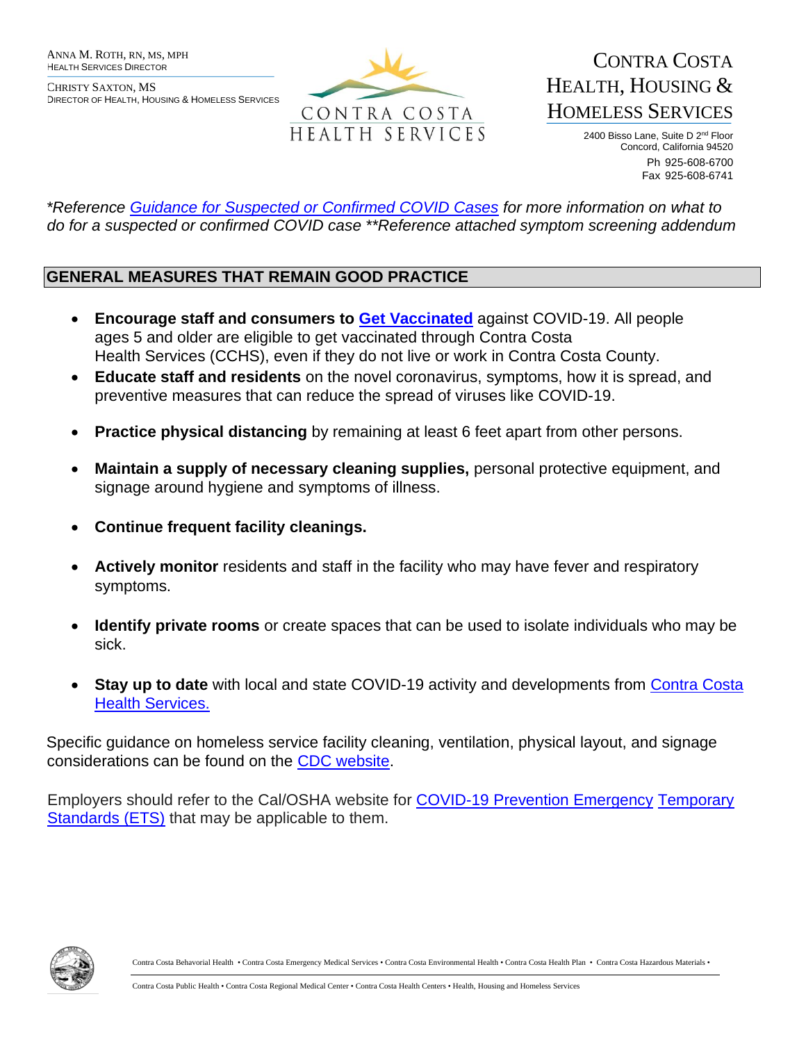*\*Reference [Guidance for Suspected or Confirmed COVID Cases](#) for more information on what to do for a suspected or confirmed COVID case \*\*Reference attached symptom screening addendum*

## GENERAL MEASURES THAT REMAIN GOOD PRACTICE

- **Encourage staff and consumers to [Get Vaccinated](#)** against COVID-19. All people ages 5 and older are eligible to get vaccinated through Contra Costa Health Services (CCHS), even if they do not live or work in Contra Costa County.
- **Educate staff and residents** on the novel coronavirus, symptoms, how it is spread, and preventive measures that can reduce the spread of viruses like COVID-19.
- **Practice physical distancing** by remaining at least 6 feet apart from other persons.
- **Maintain a supply of necessary cleaning supplies,** personal protective equipment, and signage around hygiene and symptoms of illness.
- **Continue frequent facility cleanings.**
- **Actively monitor** residents and staff in the facility who may have fever and respiratory symptoms.
- **Identify private rooms** or create spaces that can be used to isolate individuals who may be sick.
- **Stay up to date** with local and state COVID-19 activity and developments from [Contra Costa Health Services.](#)

Specific guidance on homeless service facility cleaning, ventilation, physical layout, and signage considerations can be found on the [CDC website](#).

Employers should refer to the Cal/OSHA website for [COVID-19 Prevention Emergency Temporary Standards (ETS)](#) that may be applicable to them.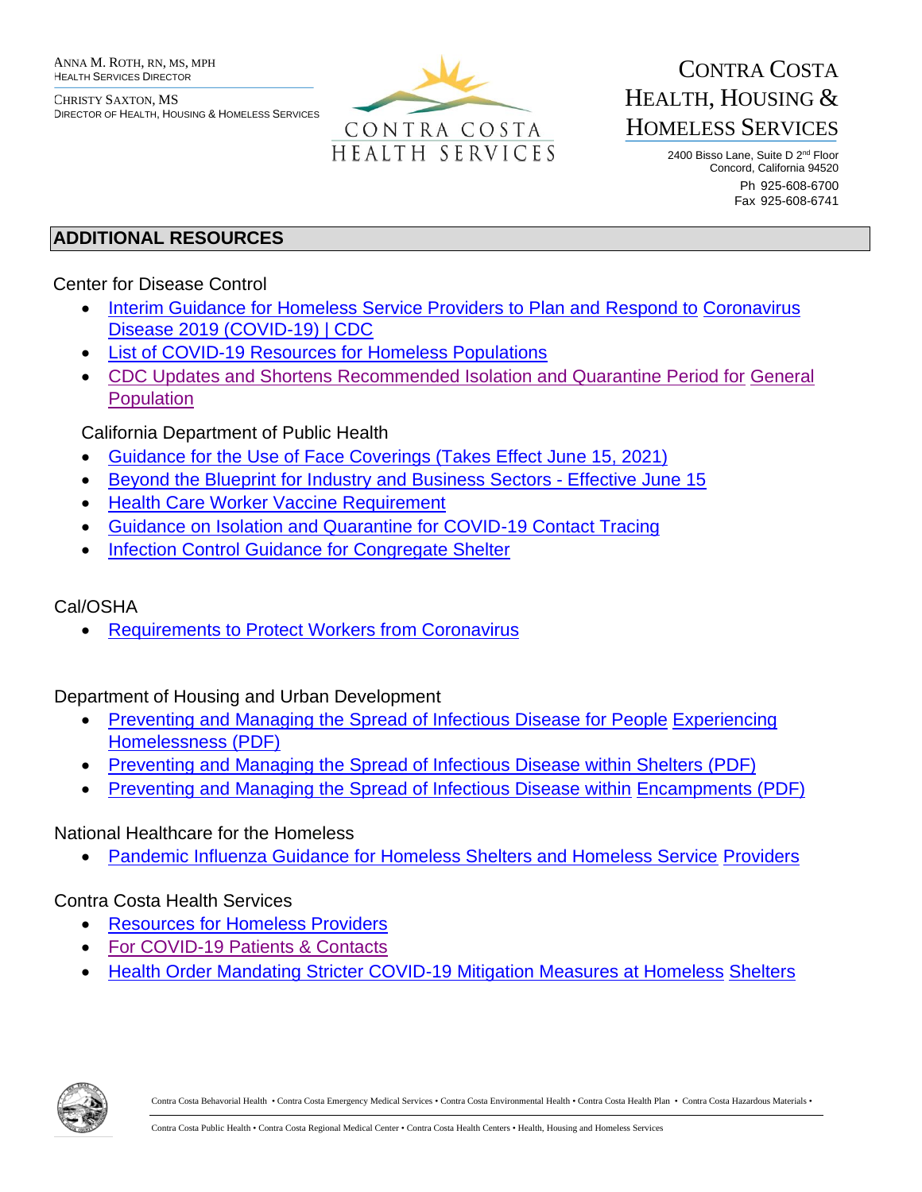ANNA M. ROTH, RN, MS, MPH
HEALTH SERVICES DIRECTOR

CHRISTY SAXTON, MS
DIRECTOR OF HEALTH, HOUSING & HOMELESS SERVICES

CONTRA COSTA HEALTH SERVICES

CONTRA COSTA
HEALTH, HOUSING &
HOMELESS SERVICES

2400 Bisso Lane, Suite D 2nd Floor
Concord, California 94520
Ph 925-608-6700
Fax 925-608-6741

## ADDITIONAL RESOURCES

Center for Disease Control

- Interim Guidance for Homeless Service Providers to Plan and Respond to Coronavirus Disease 2019 (COVID-19) | CDC
- List of COVID-19 Resources for Homeless Populations
- CDC Updates and Shortens Recommended Isolation and Quarantine Period for General Population

California Department of Public Health

- Guidance for the Use of Face Coverings (Takes Effect June 15, 2021)
- Beyond the Blueprint for Industry and Business Sectors - Effective June 15
- Health Care Worker Vaccine Requirement
- Guidance on Isolation and Quarantine for COVID-19 Contact Tracing
- Infection Control Guidance for Congregate Shelter

Cal/OSHA

- Requirements to Protect Workers from Coronavirus

Department of Housing and Urban Development

- Preventing and Managing the Spread of Infectious Disease for People Experiencing Homelessness (PDF)
- Preventing and Managing the Spread of Infectious Disease within Shelters (PDF)
- Preventing and Managing the Spread of Infectious Disease within Encampments (PDF)

National Healthcare for the Homeless

- Pandemic Influenza Guidance for Homeless Shelters and Homeless Service Providers

Contra Costa Health Services

- Resources for Homeless Providers
- For COVID-19 Patients & Contacts
- Health Order Mandating Stricter COVID-19 Mitigation Measures at Homeless Shelters

Contra Costa Behavorial Health • Contra Costa Emergency Medical Services • Contra Costa Environmental Health • Contra Costa Health Plan • Contra Costa Hazardous Materials • Contra Costa Public Health • Contra Costa Regional Medical Center • Contra Costa Health Centers • Health, Housing and Homeless Services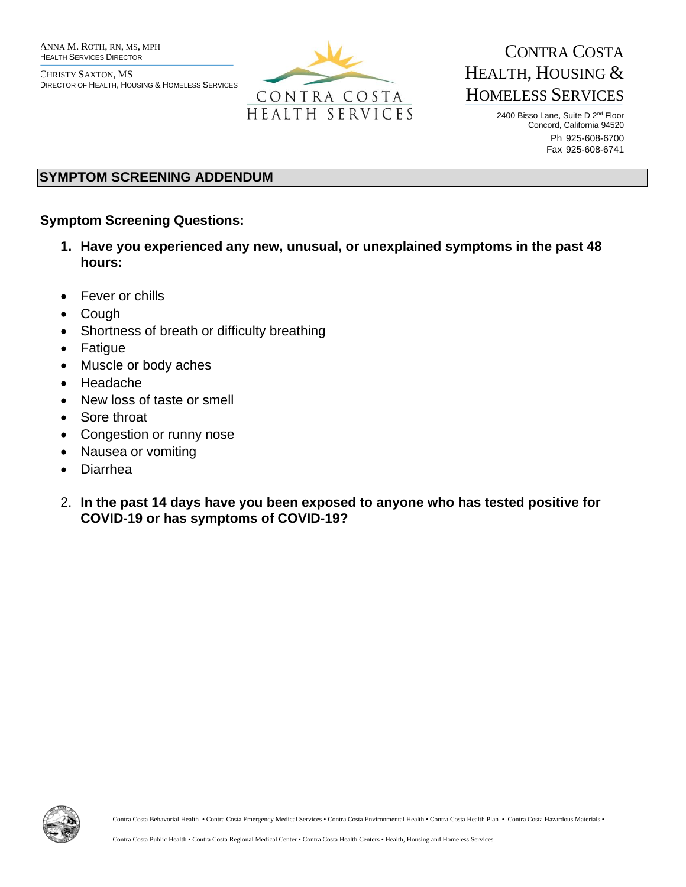ANNA M. ROTH, RN, MS, MPH
HEALTH SERVICES DIRECTOR

CHRISTY SAXTON, MS
DIRECTOR OF HEALTH, HOUSING & HOMELESS SERVICES

CONTRA COSTA
HEALTH SERVICES

CONTRA COSTA
HEALTH, HOUSING &
HOMELESS SERVICES

2400 Bisso Lane, Suite D 2nd Floor
Concord, California 94520
Ph 925-608-6700
Fax 925-608-6741

## SYMPTOM SCREENING ADDENDUM

### Symptom Screening Questions:

1. **Have you experienced any new, unusual, or unexplained symptoms in the past 48 hours:**

- Fever or chills
- Cough
- Shortness of breath or difficulty breathing
- Fatigue
- Muscle or body aches
- Headache
- New loss of taste or smell
- Sore throat
- Congestion or runny nose
- Nausea or vomiting
- Diarrhea

2. **In the past 14 days have you been exposed to anyone who has tested positive for COVID-19 or has symptoms of COVID-19?**

Contra Costa Behavioral Health • Contra Costa Emergency Medical Services • Contra Costa Environmental Health • Contra Costa Health Plan • Contra Costa Hazardous Materials •
Contra Costa Public Health • Contra Costa Regional Medical Center • Contra Costa Health Centers • Health, Housing and Homeless Services